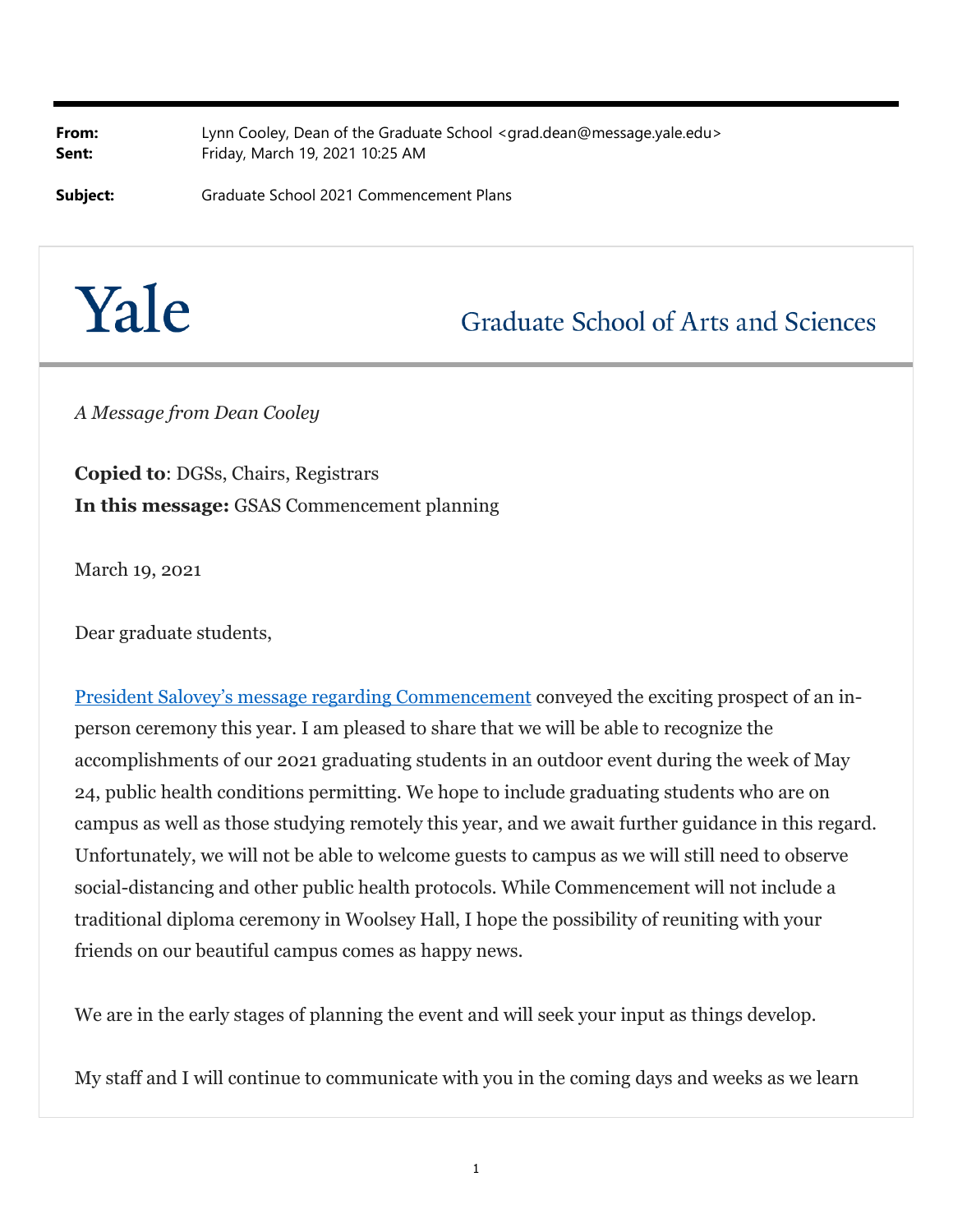**From:** Lynn Cooley, Dean of the Graduate School <grad.dean@message.yale.edu>
**Sent:** Friday, March 19, 2021 10:25 AM

**Subject:** Graduate School 2021 Commencement Plans

Yale — Graduate School of Arts and Sciences

*A Message from Dean Cooley*

**Copied to**: DGSs, Chairs, Registrars
**In this message:** GSAS Commencement planning

March 19, 2021

Dear graduate students,

[President Salovey's message regarding Commencement] conveyed the exciting prospect of an in-person ceremony this year. I am pleased to share that we will be able to recognize the accomplishments of our 2021 graduating students in an outdoor event during the week of May 24, public health conditions permitting. We hope to include graduating students who are on campus as well as those studying remotely this year, and we await further guidance in this regard. Unfortunately, we will not be able to welcome guests to campus as we will still need to observe social-distancing and other public health protocols. While Commencement will not include a traditional diploma ceremony in Woolsey Hall, I hope the possibility of reuniting with your friends on our beautiful campus comes as happy news.

We are in the early stages of planning the event and will seek your input as things develop.

My staff and I will continue to communicate with you in the coming days and weeks as we learn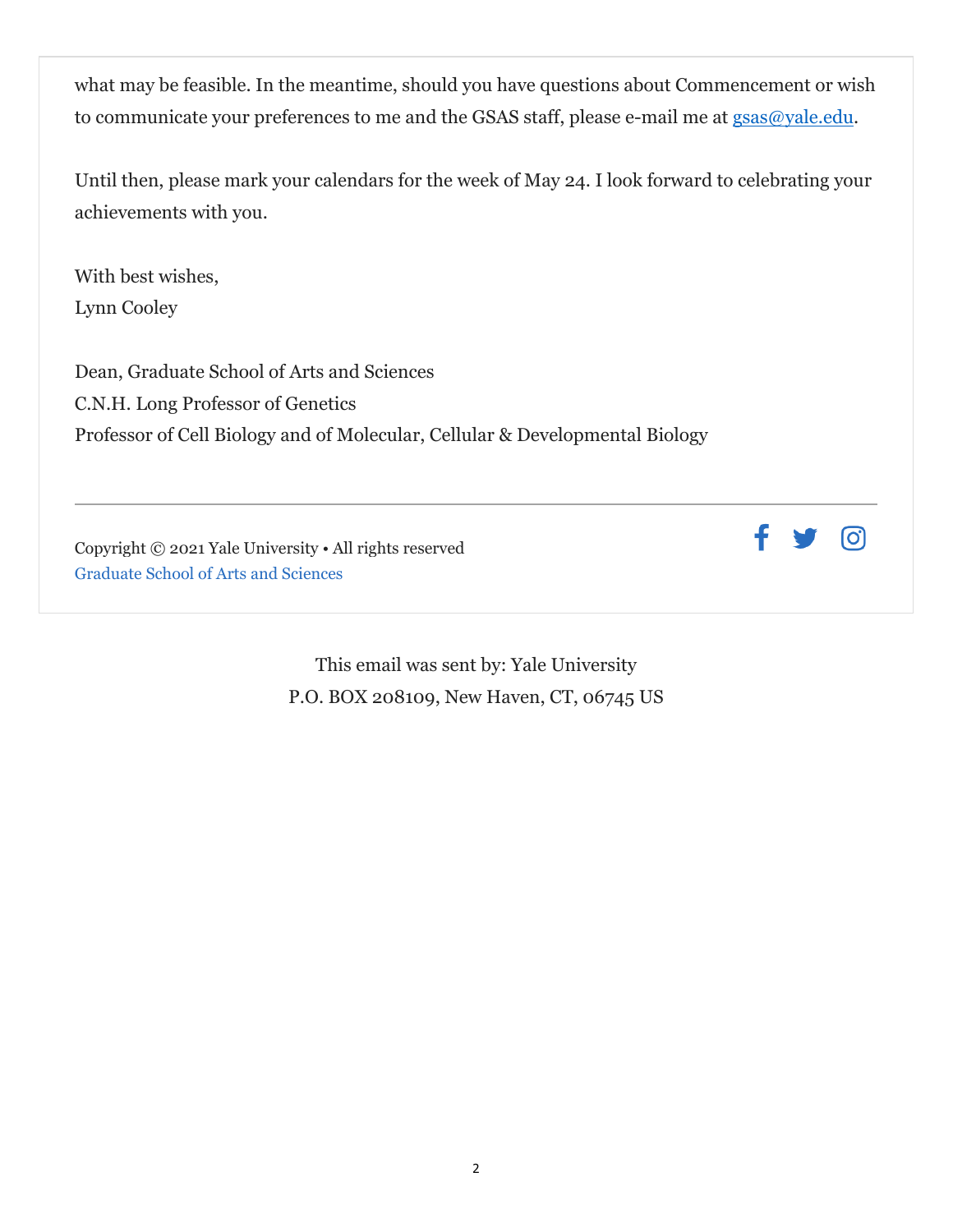what may be feasible. In the meantime, should you have questions about Commencement or wish to communicate your preferences to me and the GSAS staff, please e-mail me at [gsas@yale.edu](mailto:gsas@yale.edu).

Until then, please mark your calendars for the week of May 24. I look forward to celebrating your achievements with you.

With best wishes,
Lynn Cooley

Dean, Graduate School of Arts and Sciences
C.N.H. Long Professor of Genetics
Professor of Cell Biology and of Molecular, Cellular & Developmental Biology

---

Copyright © 2021 Yale University • All rights reserved
Graduate School of Arts and Sciences

This email was sent by: Yale University
P.O. BOX 208109, New Haven, CT, 06745 US